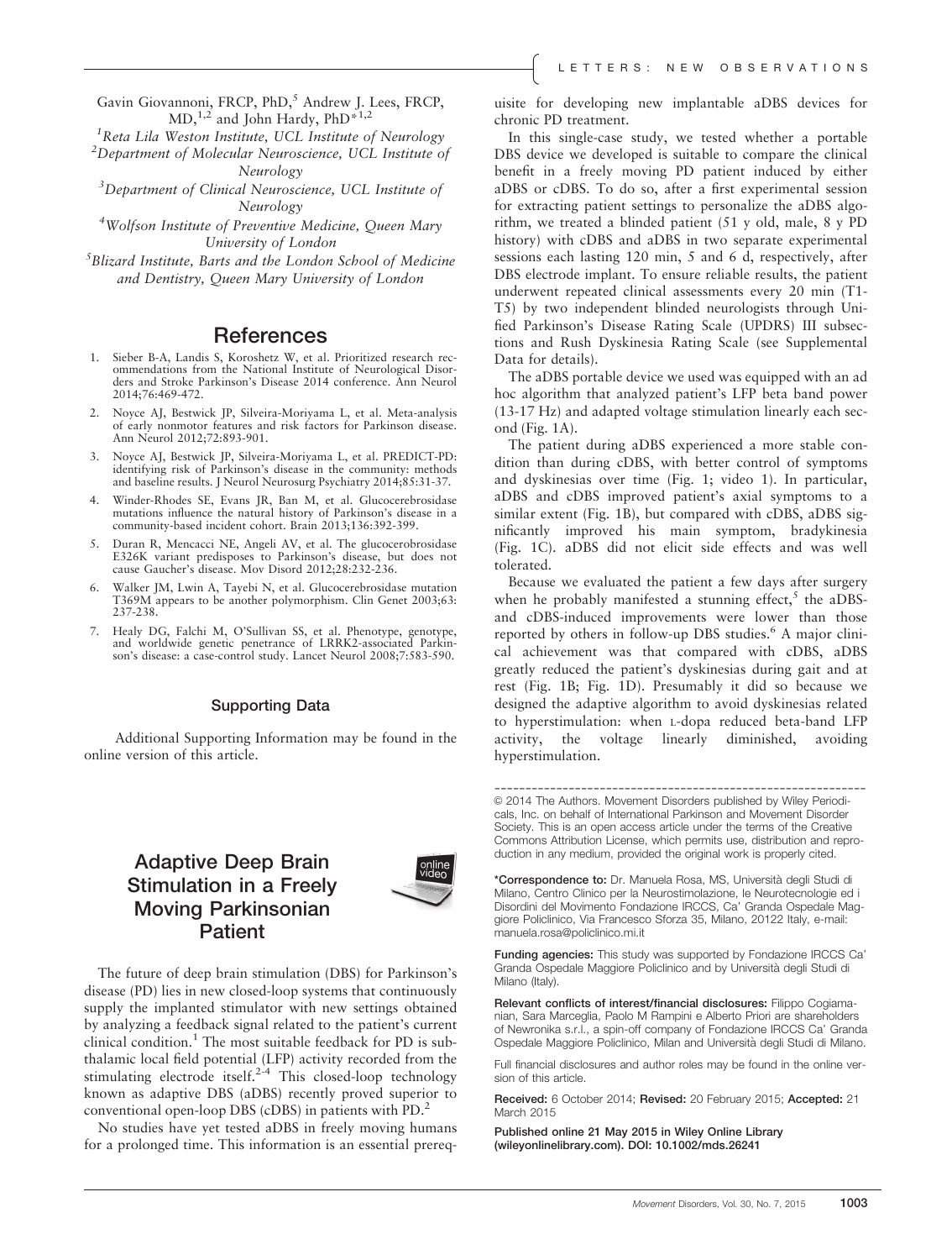Gavin Giovannoni, FRCP, PhD,[5] Andrew J. Lees, FRCP, MD,[1,2] and John Hardy, PhD*[1,2]

[1]*Reta Lila Weston Institute, UCL Institute of Neurology*
[2]*Department of Molecular Neuroscience, UCL Institute of Neurology*
[3]*Department of Clinical Neuroscience, UCL Institute of Neurology*
[4]*Wolfson Institute of Preventive Medicine, Queen Mary University of London*
[5]*Blizard Institute, Barts and the London School of Medicine and Dentistry, Queen Mary University of London*

## References

1. Sieber B-A, Landis S, Koroshetz W, et al. Prioritized research recommendations from the National Institute of Neurological Disorders and Stroke Parkinson's Disease 2014 conference. Ann Neurol 2014;76:469-472.
2. Noyce AJ, Bestwick JP, Silveira-Moriyama L, et al. Meta-analysis of early nonmotor features and risk factors for Parkinson disease. Ann Neurol 2012;72:893-901.
3. Noyce AJ, Bestwick JP, Silveira-Moriyama L, et al. PREDICT-PD: identifying risk of Parkinson's disease in the community: methods and baseline results. J Neurol Neurosurg Psychiatry 2014;85:31-37.
4. Winder-Rhodes SE, Evans JR, Ban M, et al. Glucocerebrosidase mutations influence the natural history of Parkinson's disease in a community-based incident cohort. Brain 2013;136:392-399.
5. Duran R, Mencacci NE, Angeli AV, et al. The glucocerobrosidase E326K variant predisposes to Parkinson's disease, but does not cause Gaucher's disease. Mov Disord 2012;28:232-236.
6. Walker JM, Lwin A, Tayebi N, et al. Glucocerebrosidase mutation T369M appears to be another polymorphism. Clin Genet 2003;63: 237-238.
7. Healy DG, Falchi M, O'Sullivan SS, et al. Phenotype, genotype, and worldwide genetic penetrance of LRRK2-associated Parkinson's disease: a case-control study. Lancet Neurol 2008;7:583-590.

### Supporting Data

Additional Supporting Information may be found in the online version of this article.

# Adaptive Deep Brain Stimulation in a Freely Moving Parkinsonian Patient

The future of deep brain stimulation (DBS) for Parkinson's disease (PD) lies in new closed-loop systems that continuously supply the implanted stimulator with new settings obtained by analyzing a feedback signal related to the patient's current clinical condition.[1] The most suitable feedback for PD is subthalamic local field potential (LFP) activity recorded from the stimulating electrode itself.[2-4] This closed-loop technology known as adaptive DBS (aDBS) recently proved superior to conventional open-loop DBS (cDBS) in patients with PD.[2]

No studies have yet tested aDBS in freely moving humans for a prolonged time. This information is an essential prerequisite for developing new implantable aDBS devices for chronic PD treatment.

In this single-case study, we tested whether a portable DBS device we developed is suitable to compare the clinical benefit in a freely moving PD patient induced by either aDBS or cDBS. To do so, after a first experimental session for extracting patient settings to personalize the aDBS algorithm, we treated a blinded patient (51 y old, male, 8 y PD history) with cDBS and aDBS in two separate experimental sessions each lasting 120 min, 5 and 6 d, respectively, after DBS electrode implant. To ensure reliable results, the patient underwent repeated clinical assessments every 20 min (T1-T5) by two independent blinded neurologists through Unified Parkinson's Disease Rating Scale (UPDRS) III subsections and Rush Dyskinesia Rating Scale (see Supplemental Data for details).

The aDBS portable device we used was equipped with an ad hoc algorithm that analyzed patient's LFP beta band power (13-17 Hz) and adapted voltage stimulation linearly each second (Fig. 1A).

The patient during aDBS experienced a more stable condition than during cDBS, with better control of symptoms and dyskinesias over time (Fig. 1; video 1). In particular, aDBS and cDBS improved patient's axial symptoms to a similar extent (Fig. 1B), but compared with cDBS, aDBS significantly improved his main symptom, bradykinesia (Fig. 1C). aDBS did not elicit side effects and was well tolerated.

Because we evaluated the patient a few days after surgery when he probably manifested a stunning effect,[5] the aDBS- and cDBS-induced improvements were lower than those reported by others in follow-up DBS studies.[6] A major clinical achievement was that compared with cDBS, aDBS greatly reduced the patient's dyskinesias during gait and at rest (Fig. 1B; Fig. 1D). Presumably it did so because we designed the adaptive algorithm to avoid dyskinesias related to hyperstimulation: when L-dopa reduced beta-band LFP activity, the voltage linearly diminished, avoiding hyperstimulation.

---

© 2014 The Authors. Movement Disorders published by Wiley Periodicals, Inc. on behalf of International Parkinson and Movement Disorder Society. This is an open access article under the terms of the Creative Commons Attribution License, which permits use, distribution and reproduction in any medium, provided the original work is properly cited.

**\*Correspondence to:** Dr. Manuela Rosa, MS, Università degli Studi di Milano, Centro Clinico per la Neurostimolazione, le Neurotecnologie ed i Disordini del Movimento Fondazione IRCCS, Ca' Granda Ospedale Maggiore Policlinico, Via Francesco Sforza 35, Milano, 20122 Italy, e-mail: manuela.rosa@policlinico.mi.it

**Funding agencies:** This study was supported by Fondazione IRCCS Ca' Granda Ospedale Maggiore Policlinico and by Università degli Studi di Milano (Italy).

**Relevant conflicts of interest/financial disclosures:** Filippo Cogiamanian, Sara Marceglia, Paolo M Rampini e Alberto Priori are shareholders of Newronika s.r.l., a spin-off company of Fondazione IRCCS Ca' Granda Ospedale Maggiore Policlinico, Milan and Università degli Studi di Milano.

Full financial disclosures and author roles may be found in the online version of this article.

**Received:** 6 October 2014; **Revised:** 20 February 2015; **Accepted:** 21 March 2015

Published online 21 May 2015 in Wiley Online Library (wileyonlinelibrary.com). DOI: 10.1002/mds.26241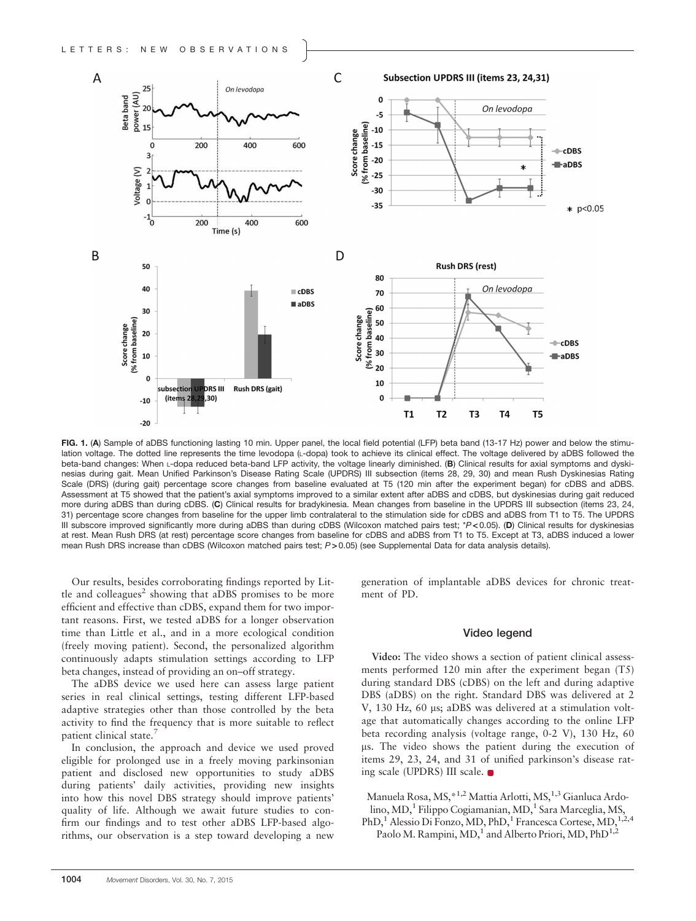**FIG. 1.** (**A**) Sample of aDBS functioning lasting 10 min. Upper panel, the local field potential (LFP) beta band (13-17 Hz) power and below the stimulation voltage. The dotted line represents the time levodopa (L-dopa) took to achieve its clinical effect. The voltage delivered by aDBS followed the beta-band changes: When L-dopa reduced beta-band LFP activity, the voltage linearly diminished. (**B**) Clinical results for axial symptoms and dyskinesias during gait. Mean Unified Parkinson's Disease Rating Scale (UPDRS) III subsection (items 28, 29, 30) and mean Rush Dyskinesias Rating Scale (DRS) (during gait) percentage score changes from baseline evaluated at T5 (120 min after the experiment began) for cDBS and aDBS. Assessment at T5 showed that the patient's axial symptoms improved to a similar extent after aDBS and cDBS, but dyskinesias during gait reduced more during aDBS than during cDBS. (**C**) Clinical results for bradykinesia. Mean changes from baseline in the UPDRS III subsection (items 23, 24, 31) percentage score changes from baseline for the upper limb contralateral to the stimulation side for cDBS and aDBS from T1 to T5. The UPDRS III subscore improved significantly more during aDBS than during cDBS (Wilcoxon matched pairs test; \*$P < 0.05$). (**D**) Clinical results for dyskinesias at rest. Mean Rush DRS (at rest) percentage score changes from baseline for cDBS and aDBS from T1 to T5. Except at T3, aDBS induced a lower mean Rush DRS increase than cDBS (Wilcoxon matched pairs test; $P > 0.05$) (see Supplemental Data for data analysis details).

Our results, besides corroborating findings reported by Little and colleagues[2] showing that aDBS promises to be more efficient and effective than cDBS, expand them for two important reasons. First, we tested aDBS for a longer observation time than Little et al., and in a more ecological condition (freely moving patient). Second, the personalized algorithm continuously adapts stimulation settings according to LFP beta changes, instead of providing an on–off strategy.

The aDBS device we used here can assess large patient series in real clinical settings, testing different LFP-based adaptive strategies other than those controlled by the beta activity to find the frequency that is more suitable to reflect patient clinical state.[7]

In conclusion, the approach and device we used proved eligible for prolonged use in a freely moving parkinsonian patient and disclosed new opportunities to study aDBS during patients' daily activities, providing new insights into how this novel DBS strategy should improve patients' quality of life. Although we await future studies to confirm our findings and to test other aDBS LFP-based algorithms, our observation is a step toward developing a new generation of implantable aDBS devices for chronic treatment of PD.

## Video legend

**Video:** The video shows a section of patient clinical assessments performed 120 min after the experiment began (T5) during standard DBS (cDBS) on the left and during adaptive DBS (aDBS) on the right. Standard DBS was delivered at 2 V, 130 Hz, 60 μs; aDBS was delivered at a stimulation voltage that automatically changes according to the online LFP beta recording analysis (voltage range, 0-2 V), 130 Hz, 60 μs. The video shows the patient during the execution of items 29, 23, 24, and 31 of unified parkinson's disease rating scale (UPDRS) III scale.

Manuela Rosa, MS,\*[1,2] Mattia Arlotti, MS,[1,3] Gianluca Ardolino, MD,[1] Filippo Cogiamanian, MD,[1] Sara Marceglia, MS, PhD,[1] Alessio Di Fonzo, MD, PhD,[1] Francesca Cortese, MD,[1,2,4] Paolo M. Rampini, MD,[1] and Alberto Priori, MD, PhD[1,2]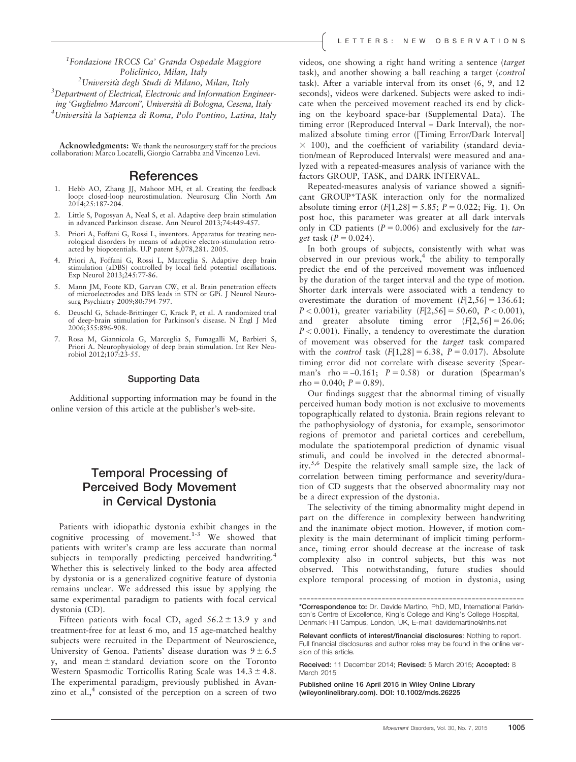[1]Fondazione IRCCS Ca' Granda Ospedale Maggiore Policlinico, Milan, Italy
[2]Università degli Studi di Milano, Milan, Italy
[3]Department of Electrical, Electronic and Information Engineering 'Guglielmo Marconi', Università di Bologna, Cesena, Italy
[4]Università la Sapienza di Roma, Polo Pontino, Latina, Italy

**Acknowledgments:** We thank the neurosurgery staff for the precious collaboration: Marco Locatelli, Giorgio Carrabba and Vincenzo Levi.

## References

1. Hebb AO, Zhang JJ, Mahoor MH, et al. Creating the feedback loop: closed-loop neurostimulation. Neurosurg Clin North Am 2014;25:187-204.
2. Little S, Pogosyan A, Neal S, et al. Adaptive deep brain stimulation in advanced Parkinson disease. Ann Neurol 2013;74:449-457.
3. Priori A, Foffani G, Rossi L, inventors. Apparatus for treating neurological disorders by means of adaptive electro-stimulation retroacted by biopotentials. U.P patent 8,078,281. 2005.
4. Priori A, Foffani G, Rossi L, Marceglia S. Adaptive deep brain stimulation (aDBS) controlled by local field potential oscillations. Exp Neurol 2013;245:77-86.
5. Mann JM, Foote KD, Garvan CW, et al. Brain penetration effects of microelectrodes and DBS leads in STN or GPi. J Neurol Neurosurg Psychiatry 2009;80:794-797.
6. Deuschl G, Schade-Brittinger C, Krack P, et al. A randomized trial of deep-brain stimulation for Parkinson's disease. N Engl J Med 2006;355:896-908.
7. Rosa M, Giannicola G, Marceglia S, Fumagalli M, Barbieri S, Priori A. Neurophysiology of deep brain stimulation. Int Rev Neurobiol 2012;107:23-55.

### Supporting Data

Additional supporting information may be found in the online version of this article at the publisher's web-site.

# Temporal Processing of Perceived Body Movement in Cervical Dystonia

Patients with idiopathic dystonia exhibit changes in the cognitive processing of movement.[1-3] We showed that patients with writer's cramp are less accurate than normal subjects in temporally predicting perceived handwriting.[4] Whether this is selectively linked to the body area affected by dystonia or is a generalized cognitive feature of dystonia remains unclear. We addressed this issue by applying the same experimental paradigm to patients with focal cervical dystonia (CD).

Fifteen patients with focal CD, aged $56.2 \pm 13.9$ y and treatment-free for at least 6 mo, and 15 age-matched healthy subjects were recruited in the Department of Neuroscience, University of Genoa. Patients' disease duration was $9 \pm 6.5$ y, and mean ± standard deviation score on the Toronto Western Spasmodic Torticollis Rating Scale was $14.3 \pm 4.8$. The experimental paradigm, previously published in Avanzino et al.,[4] consisted of the perception on a screen of two videos, one showing a right hand writing a sentence (*target* task), and another showing a ball reaching a target (*control* task). After a variable interval from its onset (6, 9, and 12 seconds), videos were darkened. Subjects were asked to indicate when the perceived movement reached its end by clicking on the keyboard space-bar (Supplemental Data). The timing error (Reproduced Interval – Dark Interval), the normalized absolute timing error ([Timing Error/Dark Interval] $\times$ 100), and the coefficient of variability (standard deviation/mean of Reproduced Intervals) were measured and analyzed with a repeated-measures analysis of variance with the factors GROUP, TASK, and DARK INTERVAL.

Repeated-measures analysis of variance showed a significant GROUP*TASK interaction only for the normalized absolute timing error ($F[1,28] = 5.85$; $P = 0.022$; Fig. 1). On post hoc, this parameter was greater at all dark intervals only in CD patients ($P = 0.006$) and exclusively for the *target* task ($P = 0.024$).

In both groups of subjects, consistently with what was observed in our previous work,[4] the ability to temporally predict the end of the perceived movement was influenced by the duration of the target interval and the type of motion. Shorter dark intervals were associated with a tendency to overestimate the duration of movement ($F[2,56] = 136.61$; $P < 0.001$), greater variability ($F[2,56] = 50.60$, $P < 0.001$), and greater absolute timing error ($F[2,56] = 26.06$; $P < 0.001$). Finally, a tendency to overestimate the duration of movement was observed for the *target* task compared with the *control* task ($F[1,28] = 6.38$, $P = 0.017$). Absolute timing error did not correlate with disease severity (Spearman's rho = –0.161; $P = 0.58$) or duration (Spearman's rho = 0.040; $P = 0.89$).

Our findings suggest that the abnormal timing of visually perceived human body motion is not exclusive to movements topographically related to dystonia. Brain regions relevant to the pathophysiology of dystonia, for example, sensorimotor regions of premotor and parietal cortices and cerebellum, modulate the spatiotemporal prediction of dynamic visual stimuli, and could be involved in the detected abnormality.[5,6] Despite the relatively small sample size, the lack of correlation between timing performance and severity/duration of CD suggests that the observed abnormality may not be a direct expression of the dystonia.

The selectivity of the timing abnormality might depend in part on the difference in complexity between handwriting and the inanimate object motion. However, if motion complexity is the main determinant of implicit timing performance, timing error should decrease at the increase of task complexity also in control subjects, but this was not observed. This notwithstanding, future studies should explore temporal processing of motion in dystonia, using

---

*Correspondence to: Dr. Davide Martino, PhD, MD, International Parkinson's Centre of Excellence, King's College and King's College Hospital, Denmark Hill Campus, London, UK, E-mail: davidemartino@nhs.net

**Relevant conflicts of interest/financial disclosures**: Nothing to report. Full financial disclosures and author roles may be found in the online version of this article.

**Received:** 11 December 2014; **Revised:** 5 March 2015; **Accepted:** 8 March 2015

**Published online 16 April 2015 in Wiley Online Library (wileyonlinelibrary.com). DOI: 10.1002/mds.26225**